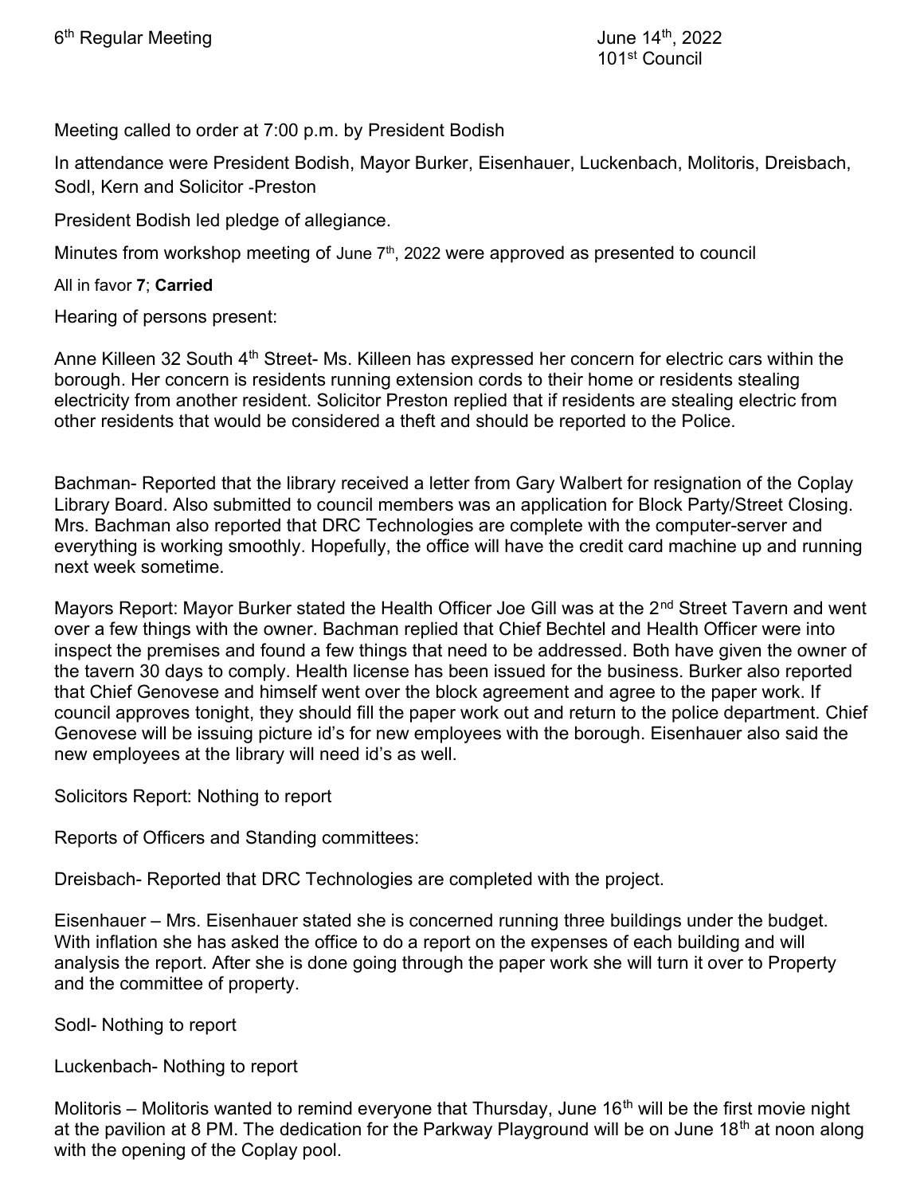6th Regular Meeting June 14th, 2022
101st Council

Meeting called to order at 7:00 p.m. by President Bodish

In attendance were President Bodish, Mayor Burker, Eisenhauer, Luckenbach, Molitoris, Dreisbach, Sodl, Kern and Solicitor -Preston

President Bodish led pledge of allegiance.

Minutes from workshop meeting of June 7th, 2022 were approved as presented to council

All in favor **7**; **Carried**

Hearing of persons present:

Anne Killeen 32 South 4th Street- Ms. Killeen has expressed her concern for electric cars within the borough. Her concern is residents running extension cords to their home or residents stealing electricity from another resident. Solicitor Preston replied that if residents are stealing electric from other residents that would be considered a theft and should be reported to the Police.

Bachman- Reported that the library received a letter from Gary Walbert for resignation of the Coplay Library Board. Also submitted to council members was an application for Block Party/Street Closing. Mrs. Bachman also reported that DRC Technologies are complete with the computer-server and everything is working smoothly. Hopefully, the office will have the credit card machine up and running next week sometime.

Mayors Report: Mayor Burker stated the Health Officer Joe Gill was at the 2nd Street Tavern and went over a few things with the owner. Bachman replied that Chief Bechtel and Health Officer were into inspect the premises and found a few things that need to be addressed. Both have given the owner of the tavern 30 days to comply. Health license has been issued for the business. Burker also reported that Chief Genovese and himself went over the block agreement and agree to the paper work. If council approves tonight, they should fill the paper work out and return to the police department. Chief Genovese will be issuing picture id's for new employees with the borough. Eisenhauer also said the new employees at the library will need id's as well.

Solicitors Report: Nothing to report

Reports of Officers and Standing committees:

Dreisbach- Reported that DRC Technologies are completed with the project.

Eisenhauer – Mrs. Eisenhauer stated she is concerned running three buildings under the budget. With inflation she has asked the office to do a report on the expenses of each building and will analysis the report. After she is done going through the paper work she will turn it over to Property and the committee of property.

Sodl- Nothing to report

Luckenbach- Nothing to report

Molitoris – Molitoris wanted to remind everyone that Thursday, June 16th will be the first movie night at the pavilion at 8 PM. The dedication for the Parkway Playground will be on June 18th at noon along with the opening of the Coplay pool.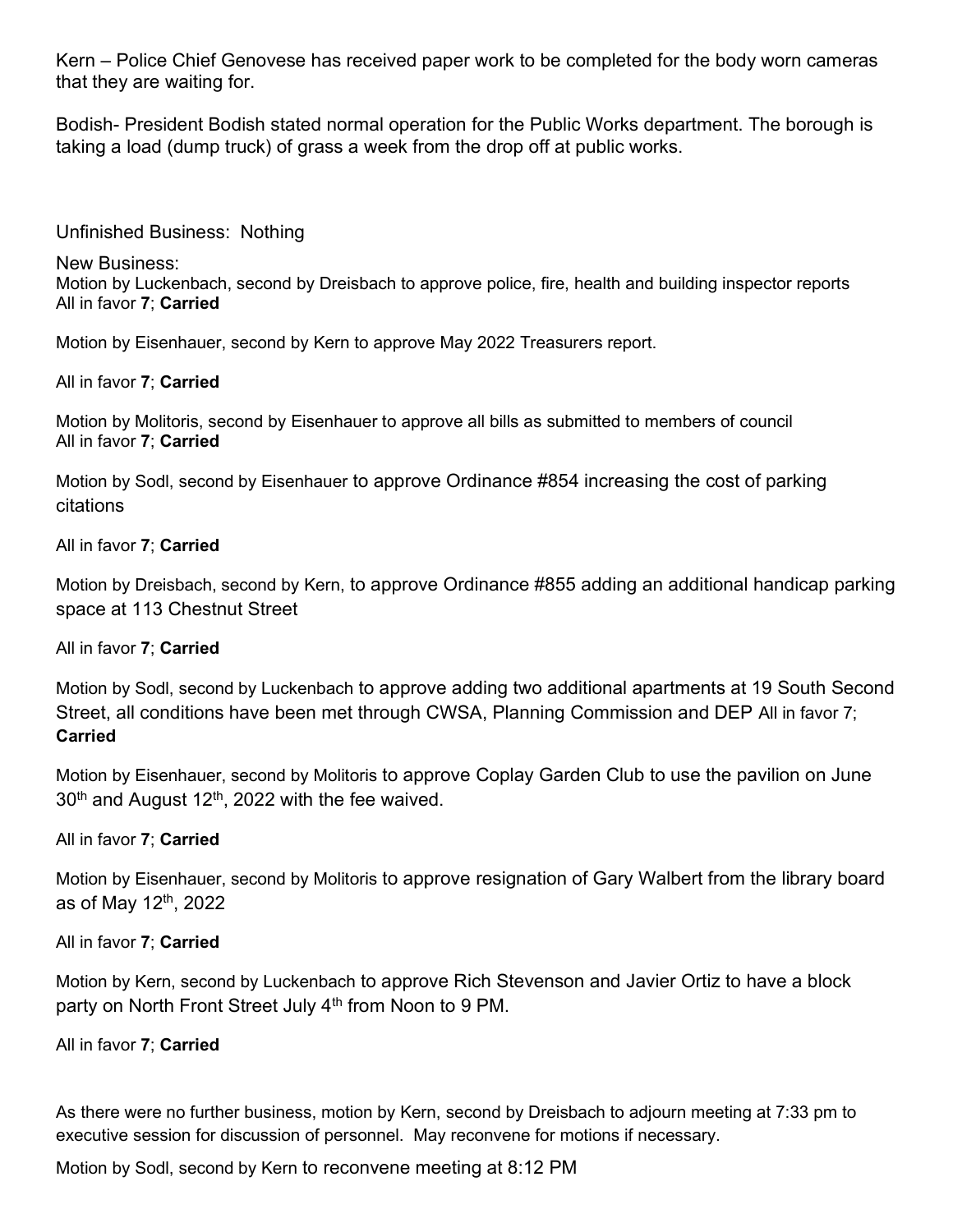Kern – Police Chief Genovese has received paper work to be completed for the body worn cameras that they are waiting for.

Bodish- President Bodish stated normal operation for the Public Works department. The borough is taking a load (dump truck) of grass a week from the drop off at public works.

Unfinished Business: Nothing

New Business:

Motion by Luckenbach, second by Dreisbach to approve police, fire, health and building inspector reports
All in favor **7**; **Carried**

Motion by Eisenhauer, second by Kern to approve May 2022 Treasurers report.

All in favor **7**; **Carried**

Motion by Molitoris, second by Eisenhauer to approve all bills as submitted to members of council
All in favor **7**; **Carried**

Motion by Sodl, second by Eisenhauer to approve Ordinance #854 increasing the cost of parking citations

All in favor **7**; **Carried**

Motion by Dreisbach, second by Kern, to approve Ordinance #855 adding an additional handicap parking space at 113 Chestnut Street

All in favor **7**; **Carried**

Motion by Sodl, second by Luckenbach to approve adding two additional apartments at 19 South Second Street, all conditions have been met through CWSA, Planning Commission and DEP All in favor 7; **Carried**

Motion by Eisenhauer, second by Molitoris to approve Coplay Garden Club to use the pavilion on June 30th and August 12th, 2022 with the fee waived.

All in favor **7**; **Carried**

Motion by Eisenhauer, second by Molitoris to approve resignation of Gary Walbert from the library board as of May 12th, 2022

All in favor **7**; **Carried**

Motion by Kern, second by Luckenbach to approve Rich Stevenson and Javier Ortiz to have a block party on North Front Street July 4th from Noon to 9 PM.

All in favor **7**; **Carried**

As there were no further business, motion by Kern, second by Dreisbach to adjourn meeting at 7:33 pm to executive session for discussion of personnel. May reconvene for motions if necessary.

Motion by Sodl, second by Kern to reconvene meeting at 8:12 PM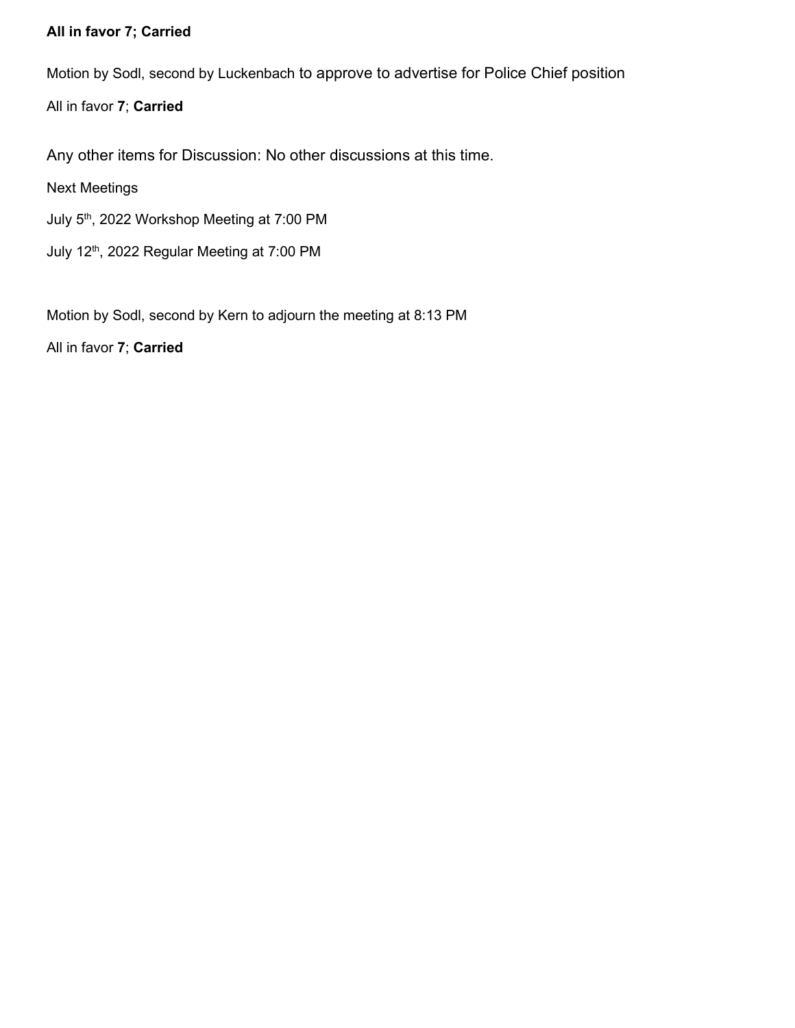**All in favor 7; Carried**

Motion by Sodl, second by Luckenbach to approve to advertise for Police Chief position

All in favor **7**; **Carried**

Any other items for Discussion: No other discussions at this time.

Next Meetings

July 5th, 2022 Workshop Meeting at 7:00 PM

July 12th, 2022 Regular Meeting at 7:00 PM

Motion by Sodl, second by Kern to adjourn the meeting at 8:13 PM

All in favor **7**; **Carried**